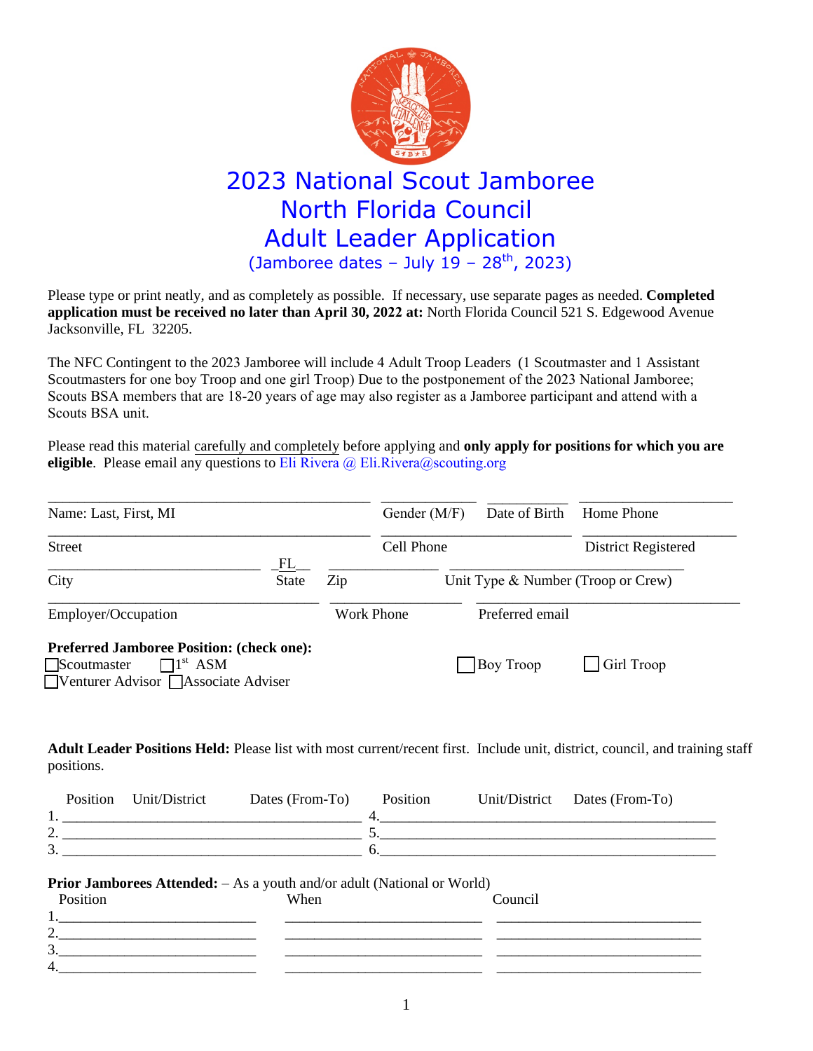# 2023 National Scout Jamboree
# North Florida Council
# Adult Leader Application

(Jamboree dates – July 19 – 28th, 2023)

Please type or print neatly, and as completely as possible. If necessary, use separate pages as needed. **Completed application must be received no later than April 30, 2022 at:** North Florida Council 521 S. Edgewood Avenue Jacksonville, FL 32205.

The NFC Contingent to the 2023 Jamboree will include 4 Adult Troop Leaders (1 Scoutmaster and 1 Assistant Scoutmasters for one boy Troop and one girl Troop) Due to the postponement of the 2023 National Jamboree; Scouts BSA members that are 18-20 years of age may also register as a Jamboree participant and attend with a Scouts BSA unit.

Please read this material carefully and completely before applying and **only apply for positions for which you are eligible**. Please email any questions to Eli Rivera @ Eli.Rivera@scouting.org

Name: Last, First, MI ______________________ Gender (M/F) ________ Date of Birth ________ Home Phone ________

Street ______________________ Cell Phone ______________________ District Registered ______________________

City ______________________ State FL Zip ________ Unit Type & Number (Troop or Crew) ______________________

Employer/Occupation ______________________ Work Phone ______________________ Preferred email ______________________

**Preferred Jamboree Position: (check one):**

☐ Scoutmaster ☐ 1st ASM ☐ Boy Troop ☐ Girl Troop

☐ Venturer Advisor ☐ Associate Adviser

**Adult Leader Positions Held:** Please list with most current/recent first. Include unit, district, council, and training staff positions.

| | Position | Unit/District | Dates (From-To) | | Position | Unit/District | Dates (From-To) |
|---|---|---|---|---|---|---|---|
| 1. | | | | 4. | | | |
| 2. | | | | 5. | | | |
| 3. | | | | 6. | | | |

**Prior Jamborees Attended:** – As a youth and/or adult (National or World)

| | Position | When | Council |
|---|---|---|---|
| 1. | | | |
| 2. | | | |
| 3. | | | |
| 4. | | | |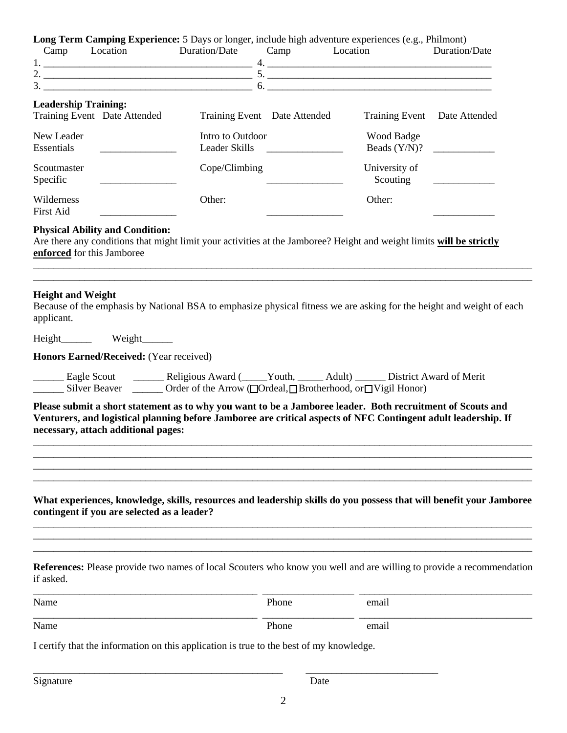**Long Term Camping Experience:** 5 Days or longer, include high adventure experiences (e.g., Philmont)

| Camp | Location | Duration/Date | Camp | Location | Duration/Date |
|---|---|---|---|---|---|
| 1. ______ | | | 4. ______ | | |
| 2. ______ | | | 5. ______ | | |
| 3. ______ | | | 6. ______ | | |

**Leadership Training:**

| Training Event | Date Attended | Training Event | Date Attended | Training Event | Date Attended |
|---|---|---|---|---|---|
| New Leader Essentials | ______ | Intro to Outdoor Leader Skills | ______ | Wood Badge Beads (Y/N)? | ______ |
| Scoutmaster Specific | ______ | Cope/Climbing | ______ | University of Scouting | ______ |
| Wilderness First Aid | ______ | Other: | ______ | Other: | ______ |

**Physical Ability and Condition:**
Are there any conditions that might limit your activities at the Jamboree? Height and weight limits **will be strictly enforced** for this Jamboree

______________________________________________________________________________
______________________________________________________________________________

**Height and Weight**
Because of the emphasis by National BSA to emphasize physical fitness we are asking for the height and weight of each applicant.

Height______ Weight______

**Honors Earned/Received:** (Year received)

______ Eagle Scout ______ Religious Award (_____Youth, _____ Adult) ______ District Award of Merit
______ Silver Beaver ______ Order of the Arrow (☐Ordeal, ☐Brotherhood, or☐Vigil Honor)

**Please submit a short statement as to why you want to be a Jamboree leader. Both recruitment of Scouts and Venturers, and logistical planning before Jamboree are critical aspects of NFC Contingent adult leadership. If necessary, attach additional pages:**

______________________________________________________________________________
______________________________________________________________________________
______________________________________________________________________________
______________________________________________________________________________

**What experiences, knowledge, skills, resources and leadership skills do you possess that will benefit your Jamboree contingent if you are selected as a leader?**

______________________________________________________________________________
______________________________________________________________________________
______________________________________________________________________________

**References:** Please provide two names of local Scouters who know you well and are willing to provide a recommendation if asked.

| Name | Phone | email |
|---|---|---|
| ______ | ______ | ______ |
| ______ | ______ | ______ |

I certify that the information on this application is true to the best of my knowledge.

______________________________ ______________________
Signature Date